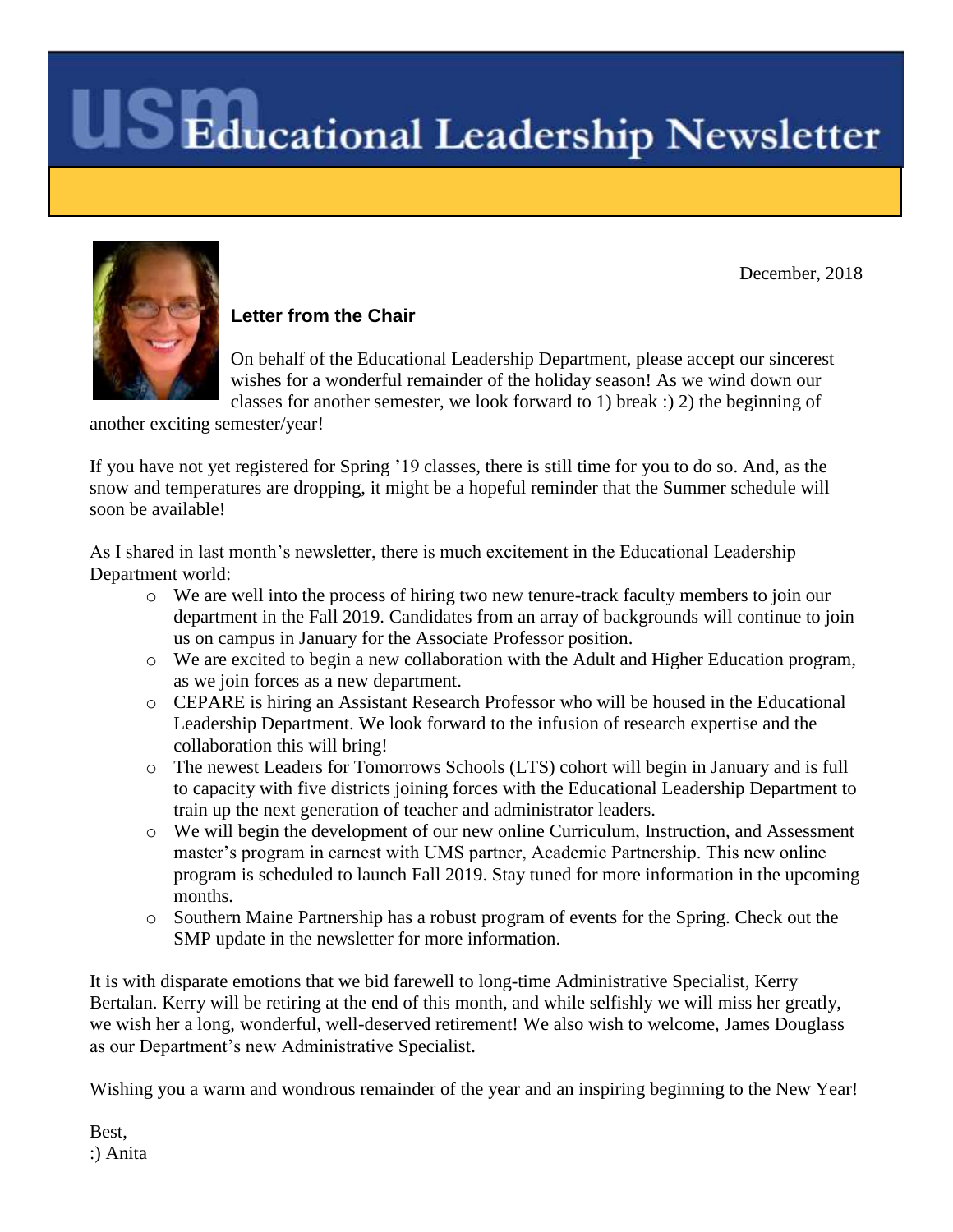# USM Educational Leadership Newsletter

December, 2018

### Letter from the Chair

On behalf of the Educational Leadership Department, please accept our sincerest wishes for a wonderful remainder of the holiday season! As we wind down our classes for another semester, we look forward to 1) break :) 2) the beginning of another exciting semester/year!

If you have not yet registered for Spring '19 classes, there is still time for you to do so. And, as the snow and temperatures are dropping, it might be a hopeful reminder that the Summer schedule will soon be available!

As I shared in last month's newsletter, there is much excitement in the Educational Leadership Department world:

- We are well into the process of hiring two new tenure-track faculty members to join our department in the Fall 2019. Candidates from an array of backgrounds will continue to join us on campus in January for the Associate Professor position.
- We are excited to begin a new collaboration with the Adult and Higher Education program, as we join forces as a new department.
- CEPARE is hiring an Assistant Research Professor who will be housed in the Educational Leadership Department. We look forward to the infusion of research expertise and the collaboration this will bring!
- The newest Leaders for Tomorrows Schools (LTS) cohort will begin in January and is full to capacity with five districts joining forces with the Educational Leadership Department to train up the next generation of teacher and administrator leaders.
- We will begin the development of our new online Curriculum, Instruction, and Assessment master's program in earnest with UMS partner, Academic Partnership. This new online program is scheduled to launch Fall 2019. Stay tuned for more information in the upcoming months.
- Southern Maine Partnership has a robust program of events for the Spring. Check out the SMP update in the newsletter for more information.

It is with disparate emotions that we bid farewell to long-time Administrative Specialist, Kerry Bertalan. Kerry will be retiring at the end of this month, and while selfishly we will miss her greatly, we wish her a long, wonderful, well-deserved retirement! We also wish to welcome, James Douglass as our Department's new Administrative Specialist.

Wishing you a warm and wondrous remainder of the year and an inspiring beginning to the New Year!

Best,
:) Anita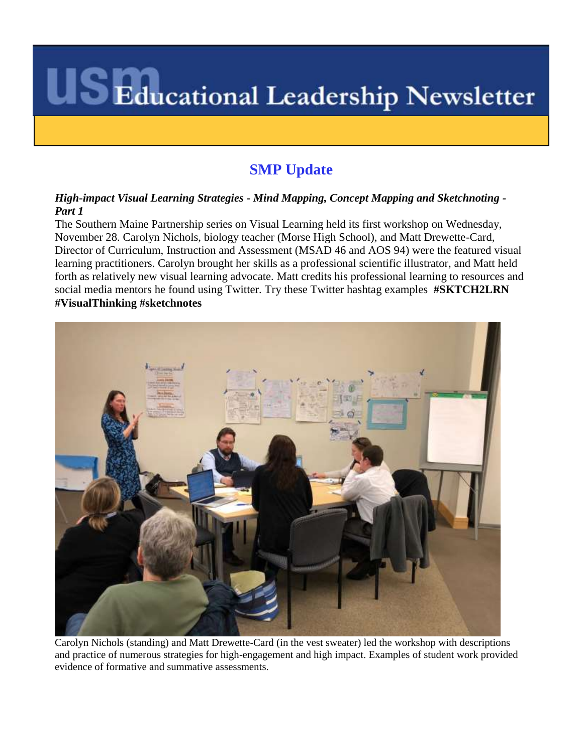# Educational Leadership Newsletter

## SMP Update

***High-impact Visual Learning Strategies - Mind Mapping, Concept Mapping and Sketchnoting - Part 1***

The Southern Maine Partnership series on Visual Learning held its first workshop on Wednesday, November 28. Carolyn Nichols, biology teacher (Morse High School), and Matt Drewette-Card, Director of Curriculum, Instruction and Assessment (MSAD 46 and AOS 94) were the featured visual learning practitioners. Carolyn brought her skills as a professional scientific illustrator, and Matt held forth as relatively new visual learning advocate. Matt credits his professional learning to resources and social media mentors he found using Twitter. Try these Twitter hashtag examples **#SKTCH2LRN #VisualThinking #sketchnotes**

Carolyn Nichols (standing) and Matt Drewette-Card (in the vest sweater) led the workshop with descriptions and practice of numerous strategies for high-engagement and high impact. Examples of student work provided evidence of formative and summative assessments.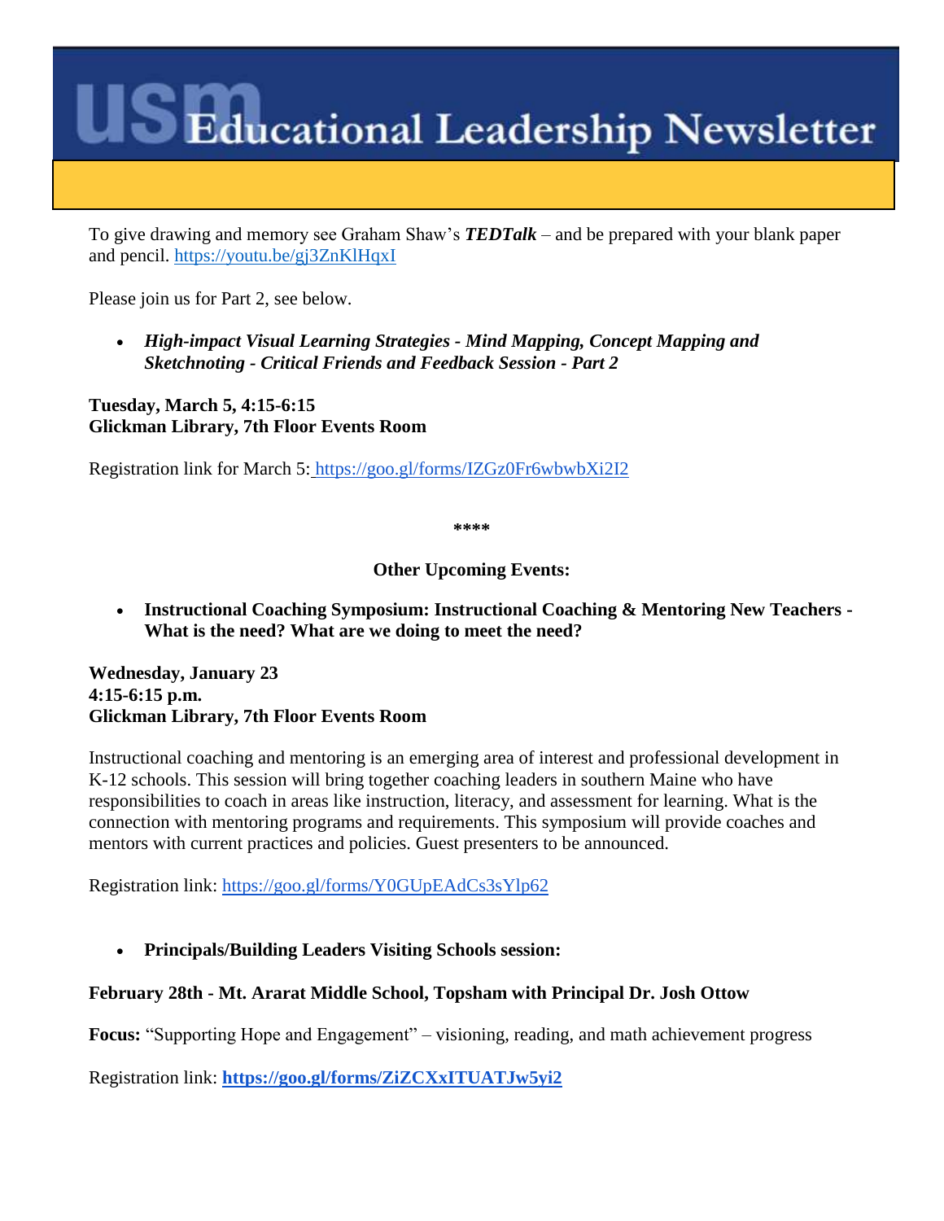# USM Educational Leadership Newsletter

To give drawing and memory see Graham Shaw's ***TEDTalk*** – and be prepared with your blank paper and pencil. https://youtu.be/gj3ZnKlHqxI

Please join us for Part 2, see below.

- ***High-impact Visual Learning Strategies - Mind Mapping, Concept Mapping and Sketchnoting - Critical Friends and Feedback Session - Part 2***

**Tuesday, March 5, 4:15-6:15**
**Glickman Library, 7th Floor Events Room**

Registration link for March 5: https://goo.gl/forms/IZGz0Fr6wbwbXi2I2

****

**Other Upcoming Events:**

- **Instructional Coaching Symposium: Instructional Coaching & Mentoring New Teachers - What is the need? What are we doing to meet the need?**

**Wednesday, January 23**
**4:15-6:15 p.m.**
**Glickman Library, 7th Floor Events Room**

Instructional coaching and mentoring is an emerging area of interest and professional development in K-12 schools. This session will bring together coaching leaders in southern Maine who have responsibilities to coach in areas like instruction, literacy, and assessment for learning. What is the connection with mentoring programs and requirements. This symposium will provide coaches and mentors with current practices and policies. Guest presenters to be announced.

Registration link: https://goo.gl/forms/Y0GUpEAdCs3sYlp62

- **Principals/Building Leaders Visiting Schools session:**

**February 28th - Mt. Ararat Middle School, Topsham with Principal Dr. Josh Ottow**

**Focus:** "Supporting Hope and Engagement" – visioning, reading, and math achievement progress

Registration link: **https://goo.gl/forms/ZiZCXxITUATJw5yi2**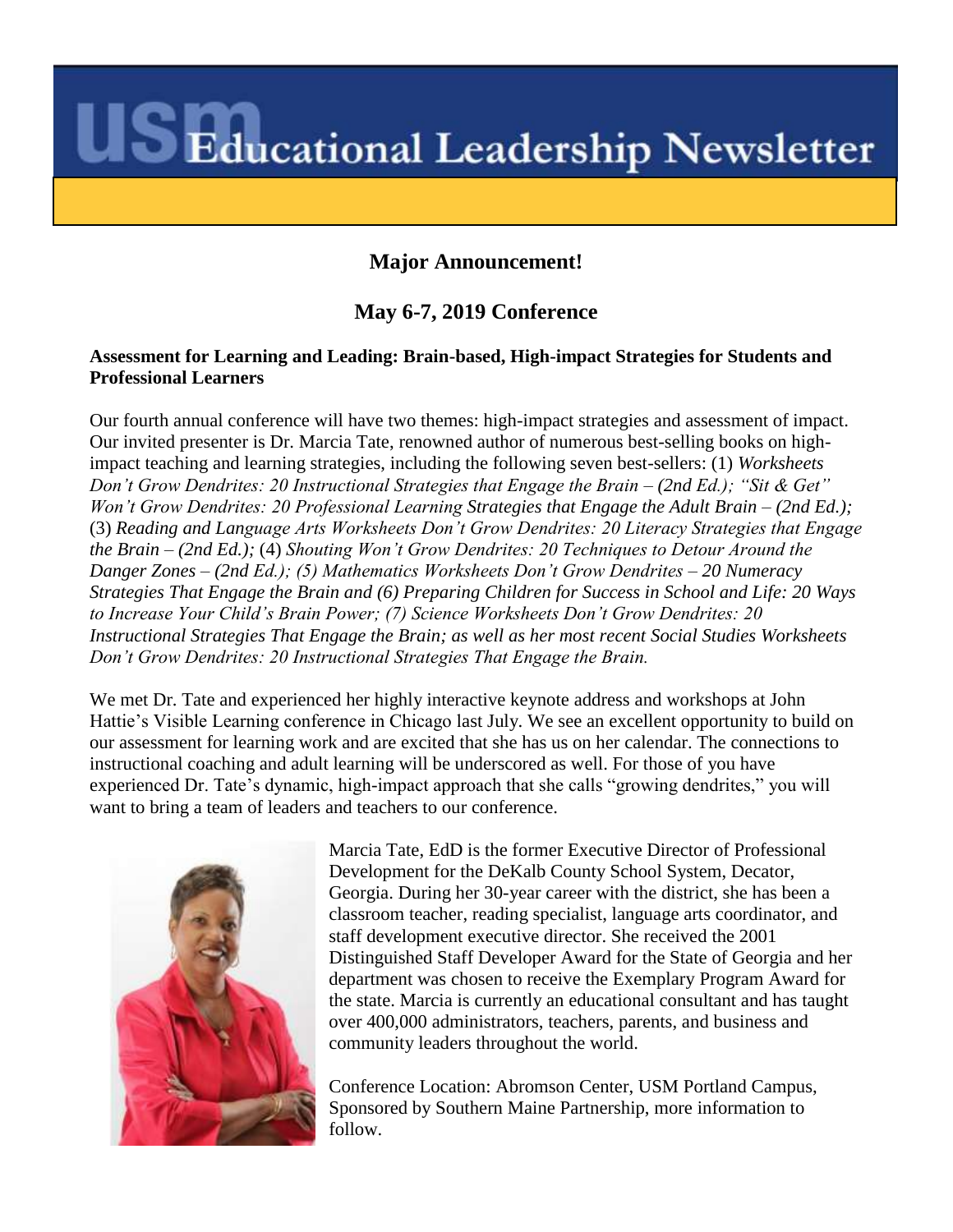# USM Educational Leadership Newsletter

## Major Announcement!

## May 6-7, 2019 Conference

**Assessment for Learning and Leading: Brain-based, High-impact Strategies for Students and Professional Learners**

Our fourth annual conference will have two themes: high-impact strategies and assessment of impact. Our invited presenter is Dr. Marcia Tate, renowned author of numerous best-selling books on high-impact teaching and learning strategies, including the following seven best-sellers: (1) *Worksheets Don't Grow Dendrites: 20 Instructional Strategies that Engage the Brain – (2nd Ed.); "Sit & Get" Won't Grow Dendrites: 20 Professional Learning Strategies that Engage the Adult Brain – (2nd Ed.);* (3) *Reading and Language Arts Worksheets Don't Grow Dendrites: 20 Literacy Strategies that Engage the Brain – (2nd Ed.);* (4) *Shouting Won't Grow Dendrites: 20 Techniques to Detour Around the Danger Zones – (2nd Ed.); (5) Mathematics Worksheets Don't Grow Dendrites – 20 Numeracy Strategies That Engage the Brain and (6) Preparing Children for Success in School and Life: 20 Ways to Increase Your Child's Brain Power; (7) Science Worksheets Don't Grow Dendrites: 20 Instructional Strategies That Engage the Brain; as well as her most recent Social Studies Worksheets Don't Grow Dendrites: 20 Instructional Strategies That Engage the Brain.*

We met Dr. Tate and experienced her highly interactive keynote address and workshops at John Hattie's Visible Learning conference in Chicago last July. We see an excellent opportunity to build on our assessment for learning work and are excited that she has us on her calendar. The connections to instructional coaching and adult learning will be underscored as well. For those of you have experienced Dr. Tate's dynamic, high-impact approach that she calls "growing dendrites," you will want to bring a team of leaders and teachers to our conference.

Marcia Tate, EdD is the former Executive Director of Professional Development for the DeKalb County School System, Decator, Georgia. During her 30-year career with the district, she has been a classroom teacher, reading specialist, language arts coordinator, and staff development executive director. She received the 2001 Distinguished Staff Developer Award for the State of Georgia and her department was chosen to receive the Exemplary Program Award for the state. Marcia is currently an educational consultant and has taught over 400,000 administrators, teachers, parents, and business and community leaders throughout the world.

Conference Location: Abromson Center, USM Portland Campus, Sponsored by Southern Maine Partnership, more information to follow.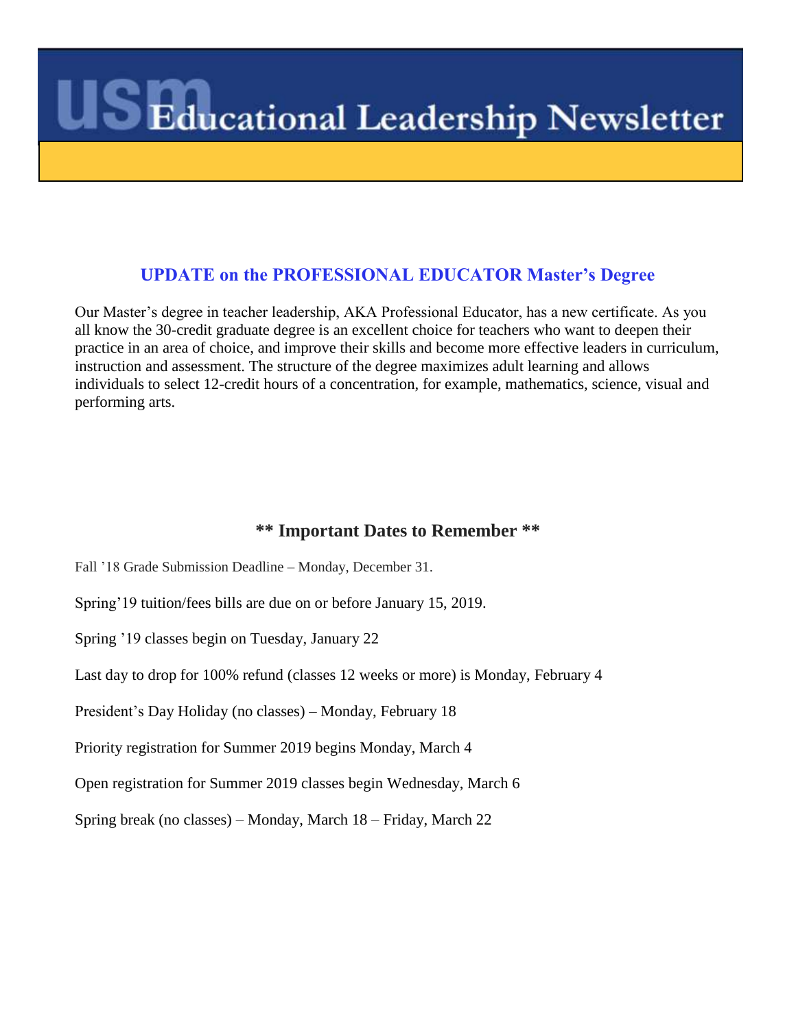# USM Educational Leadership Newsletter

## UPDATE on the PROFESSIONAL EDUCATOR Master's Degree

Our Master's degree in teacher leadership, AKA Professional Educator, has a new certificate. As you all know the 30-credit graduate degree is an excellent choice for teachers who want to deepen their practice in an area of choice, and improve their skills and become more effective leaders in curriculum, instruction and assessment. The structure of the degree maximizes adult learning and allows individuals to select 12-credit hours of a concentration, for example, mathematics, science, visual and performing arts.

## ** Important Dates to Remember **

Fall '18 Grade Submission Deadline – Monday, December 31.

Spring'19 tuition/fees bills are due on or before January 15, 2019.

Spring '19 classes begin on Tuesday, January 22

Last day to drop for 100% refund (classes 12 weeks or more) is Monday, February 4

President's Day Holiday (no classes) – Monday, February 18

Priority registration for Summer 2019 begins Monday, March 4

Open registration for Summer 2019 classes begin Wednesday, March 6

Spring break (no classes) – Monday, March 18 – Friday, March 22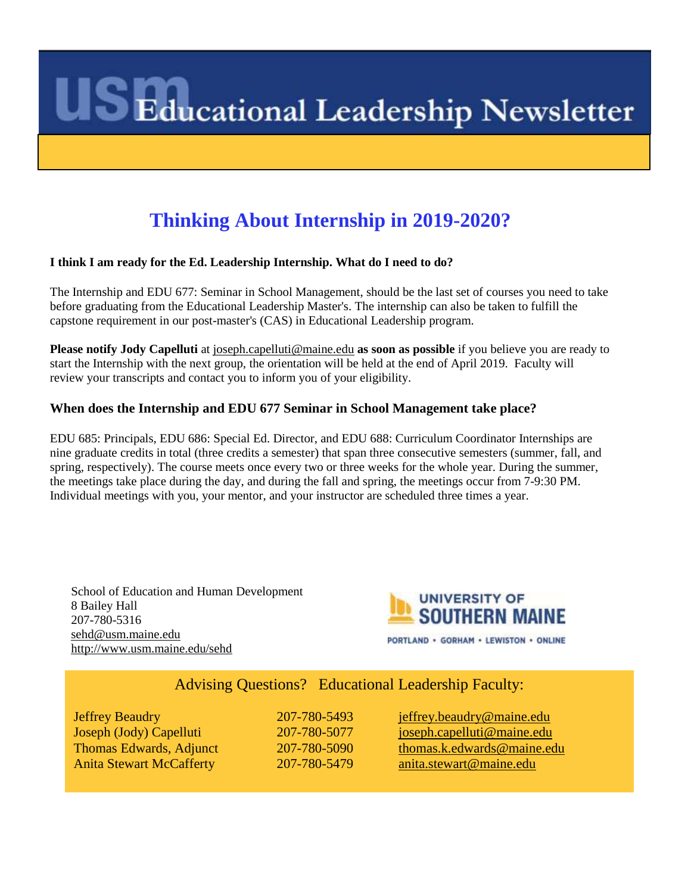# USM Educational Leadership Newsletter

## Thinking About Internship in 2019-2020?

**I think I am ready for the Ed. Leadership Internship. What do I need to do?**

The Internship and EDU 677: Seminar in School Management, should be the last set of courses you need to take before graduating from the Educational Leadership Master's. The internship can also be taken to fulfill the capstone requirement in our post-master's (CAS) in Educational Leadership program.

**Please notify Jody Capelluti** at joseph.capelluti@maine.edu **as soon as possible** if you believe you are ready to start the Internship with the next group, the orientation will be held at the end of April 2019. Faculty will review your transcripts and contact you to inform you of your eligibility.

### When does the Internship and EDU 677 Seminar in School Management take place?

EDU 685: Principals, EDU 686: Special Ed. Director, and EDU 688: Curriculum Coordinator Internships are nine graduate credits in total (three credits a semester) that span three consecutive semesters (summer, fall, and spring, respectively). The course meets once every two or three weeks for the whole year. During the summer, the meetings take place during the day, and during the fall and spring, the meetings occur from 7-9:30 PM. Individual meetings with you, your mentor, and your instructor are scheduled three times a year.

School of Education and Human Development
8 Bailey Hall
207-780-5316
sehd@usm.maine.edu
http://www.usm.maine.edu/sehd

UNIVERSITY OF SOUTHERN MAINE
PORTLAND • GORHAM • LEWISTON • ONLINE

Advising Questions? Educational Leadership Faculty:

| | | |
|---|---|---|
| Jeffrey Beaudry | 207-780-5493 | jeffrey.beaudry@maine.edu |
| Joseph (Jody) Capelluti | 207-780-5077 | joseph.capelluti@maine.edu |
| Thomas Edwards, Adjunct | 207-780-5090 | thomas.k.edwards@maine.edu |
| Anita Stewart McCafferty | 207-780-5479 | anita.stewart@maine.edu |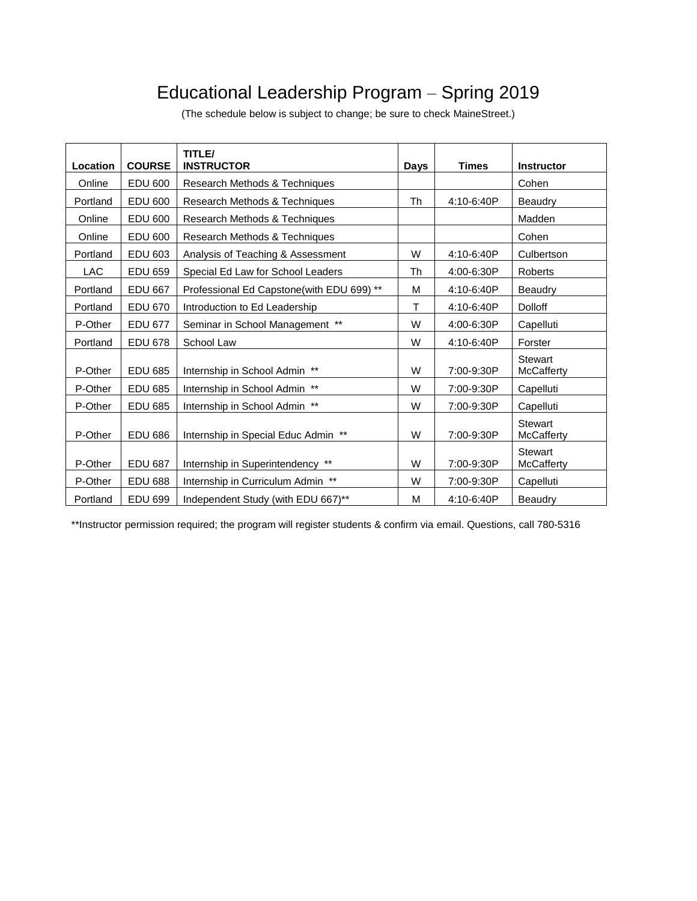# Educational Leadership Program – Spring 2019

(The schedule below is subject to change; be sure to check MaineStreet.)

| Location | COURSE | TITLE/ INSTRUCTOR | Days | Times | Instructor |
|---|---|---|---|---|---|
| Online | EDU 600 | Research Methods & Techniques | | | Cohen |
| Portland | EDU 600 | Research Methods & Techniques | Th | 4:10-6:40P | Beaudry |
| Online | EDU 600 | Research Methods & Techniques | | | Madden |
| Online | EDU 600 | Research Methods & Techniques | | | Cohen |
| Portland | EDU 603 | Analysis of Teaching & Assessment | W | 4:10-6:40P | Culbertson |
| LAC | EDU 659 | Special Ed Law for School Leaders | Th | 4:00-6:30P | Roberts |
| Portland | EDU 667 | Professional Ed Capstone(with EDU 699) ** | M | 4:10-6:40P | Beaudry |
| Portland | EDU 670 | Introduction to Ed Leadership | T | 4:10-6:40P | Dolloff |
| P-Other | EDU 677 | Seminar in School Management ** | W | 4:00-6:30P | Capelluti |
| Portland | EDU 678 | School Law | W | 4:10-6:40P | Forster |
| P-Other | EDU 685 | Internship in School Admin ** | W | 7:00-9:30P | Stewart McCafferty |
| P-Other | EDU 685 | Internship in School Admin ** | W | 7:00-9:30P | Capelluti |
| P-Other | EDU 685 | Internship in School Admin ** | W | 7:00-9:30P | Capelluti |
| P-Other | EDU 686 | Internship in Special Educ Admin ** | W | 7:00-9:30P | Stewart McCafferty |
| P-Other | EDU 687 | Internship in Superintendency ** | W | 7:00-9:30P | Stewart McCafferty |
| P-Other | EDU 688 | Internship in Curriculum Admin ** | W | 7:00-9:30P | Capelluti |
| Portland | EDU 699 | Independent Study (with EDU 667)** | M | 4:10-6:40P | Beaudry |

**Instructor permission required; the program will register students & confirm via email. Questions, call 780-5316